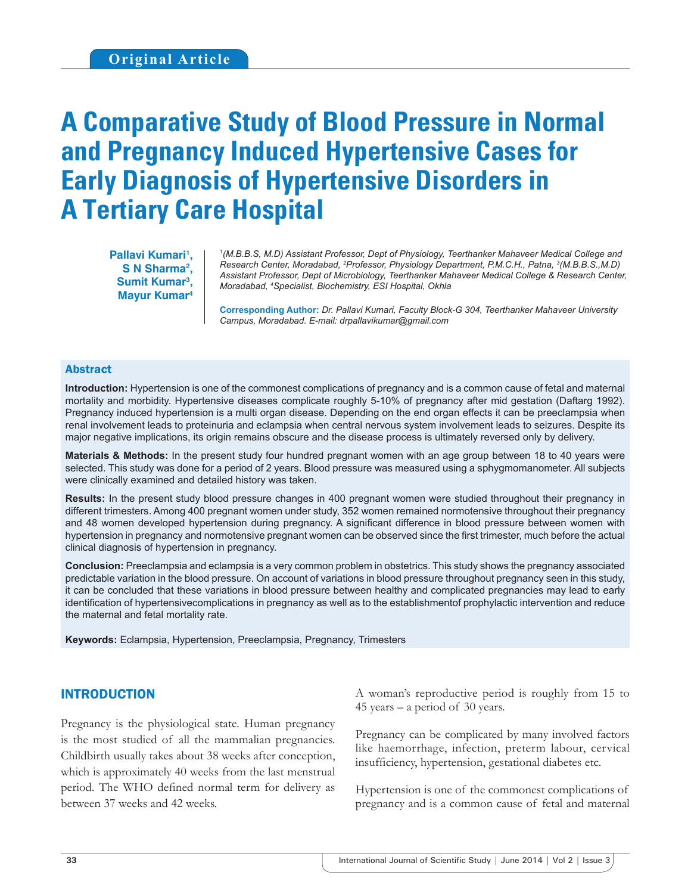Original Article

# A Comparative Study of Blood Pressure in Normal and Pregnancy Induced Hypertensive Cases for Early Diagnosis of Hypertensive Disorders in A Tertiary Care Hospital

**Pallavi Kumari[1], S N Sharma[2], Sumit Kumar[3], Mayur Kumar[4]**

*[1](M.B.B.S, M.D) Assistant Professor, Dept of Physiology, Teerthanker Mahaveer Medical College and Research Center, Moradabad, [2]Professor, Physiology Department, P.M.C.H., Patna, [3](M.B.B.S.,M.D) Assistant Professor, Dept of Microbiology, Teerthanker Mahaveer Medical College & Research Center, Moradabad, [4]Specialist, Biochemistry, ESI Hospital, Okhla*

**Corresponding Author:** *Dr. Pallavi Kumari, Faculty Block-G 304, Teerthanker Mahaveer University Campus, Moradabad. E-mail: drpallavikumar@gmail.com*

## Abstract

**Introduction:** Hypertension is one of the commonest complications of pregnancy and is a common cause of fetal and maternal mortality and morbidity. Hypertensive diseases complicate roughly 5-10% of pregnancy after mid gestation (Daftarg 1992). Pregnancy induced hypertension is a multi organ disease. Depending on the end organ effects it can be preeclampsia when renal involvement leads to proteinuria and eclampsia when central nervous system involvement leads to seizures. Despite its major negative implications, its origin remains obscure and the disease process is ultimately reversed only by delivery.

**Materials & Methods:** In the present study four hundred pregnant women with an age group between 18 to 40 years were selected. This study was done for a period of 2 years. Blood pressure was measured using a sphygmomanometer. All subjects were clinically examined and detailed history was taken.

**Results:** In the present study blood pressure changes in 400 pregnant women were studied throughout their pregnancy in different trimesters. Among 400 pregnant women under study, 352 women remained normotensive throughout their pregnancy and 48 women developed hypertension during pregnancy. A significant difference in blood pressure between women with hypertension in pregnancy and normotensive pregnant women can be observed since the first trimester, much before the actual clinical diagnosis of hypertension in pregnancy.

**Conclusion:** Preeclampsia and eclampsia is a very common problem in obstetrics. This study shows the pregnancy associated predictable variation in the blood pressure. On account of variations in blood pressure throughout pregnancy seen in this study, it can be concluded that these variations in blood pressure between healthy and complicated pregnancies may lead to early identification of hypertensivecomplications in pregnancy as well as to the establishmentof prophylactic intervention and reduce the maternal and fetal mortality rate.

**Keywords:** Eclampsia, Hypertension, Preeclampsia, Pregnancy, Trimesters

## INTRODUCTION

Pregnancy is the physiological state. Human pregnancy is the most studied of all the mammalian pregnancies. Childbirth usually takes about 38 weeks after conception, which is approximately 40 weeks from the last menstrual period. The WHO defined normal term for delivery as between 37 weeks and 42 weeks.

A woman's reproductive period is roughly from 15 to 45 years – a period of 30 years.

Pregnancy can be complicated by many involved factors like haemorrhage, infection, preterm labour, cervical insufficiency, hypertension, gestational diabetes etc.

Hypertension is one of the commonest complications of pregnancy and is a common cause of fetal and maternal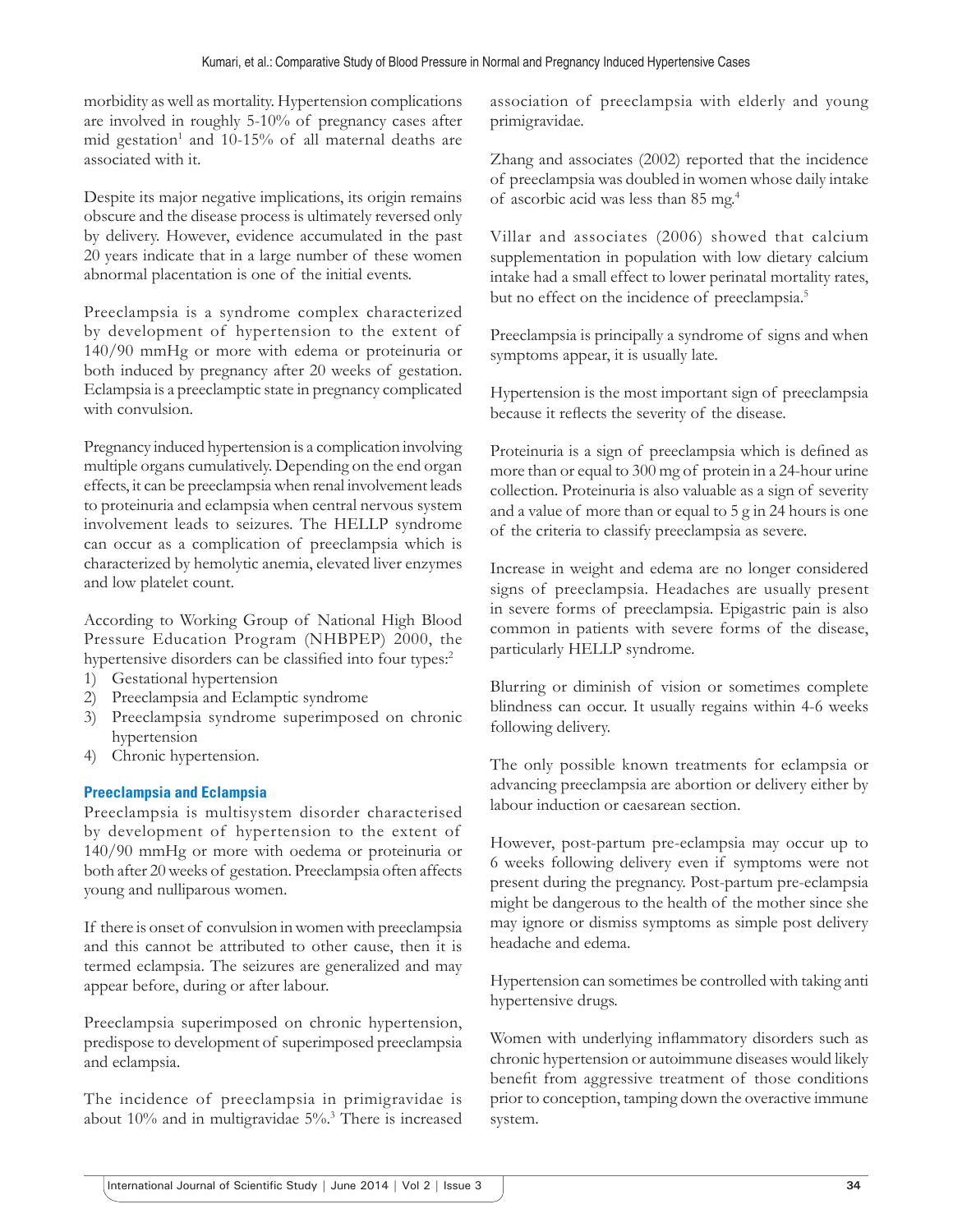morbidity as well as mortality. Hypertension complications are involved in roughly 5-10% of pregnancy cases after mid gestation[1] and 10-15% of all maternal deaths are associated with it.

Despite its major negative implications, its origin remains obscure and the disease process is ultimately reversed only by delivery. However, evidence accumulated in the past 20 years indicate that in a large number of these women abnormal placentation is one of the initial events.

Preeclampsia is a syndrome complex characterized by development of hypertension to the extent of 140/90 mmHg or more with edema or proteinuria or both induced by pregnancy after 20 weeks of gestation. Eclampsia is a preeclamptic state in pregnancy complicated with convulsion.

Pregnancy induced hypertension is a complication involving multiple organs cumulatively. Depending on the end organ effects, it can be preeclampsia when renal involvement leads to proteinuria and eclampsia when central nervous system involvement leads to seizures. The HELLP syndrome can occur as a complication of preeclampsia which is characterized by hemolytic anemia, elevated liver enzymes and low platelet count.

According to Working Group of National High Blood Pressure Education Program (NHBPEP) 2000, the hypertensive disorders can be classified into four types:[2]

1) Gestational hypertension
2) Preeclampsia and Eclamptic syndrome
3) Preeclampsia syndrome superimposed on chronic hypertension
4) Chronic hypertension.

## Preeclampsia and Eclampsia

Preeclampsia is multisystem disorder characterised by development of hypertension to the extent of 140/90 mmHg or more with oedema or proteinuria or both after 20 weeks of gestation. Preeclampsia often affects young and nulliparous women.

If there is onset of convulsion in women with preeclampsia and this cannot be attributed to other cause, then it is termed eclampsia. The seizures are generalized and may appear before, during or after labour.

Preeclampsia superimposed on chronic hypertension, predispose to development of superimposed preeclampsia and eclampsia.

The incidence of preeclampsia in primigravidae is about 10% and in multigravidae 5%.[3] There is increased association of preeclampsia with elderly and young primigravidae.

Zhang and associates (2002) reported that the incidence of preeclampsia was doubled in women whose daily intake of ascorbic acid was less than 85 mg.[4]

Villar and associates (2006) showed that calcium supplementation in population with low dietary calcium intake had a small effect to lower perinatal mortality rates, but no effect on the incidence of preeclampsia.[5]

Preeclampsia is principally a syndrome of signs and when symptoms appear, it is usually late.

Hypertension is the most important sign of preeclampsia because it reflects the severity of the disease.

Proteinuria is a sign of preeclampsia which is defined as more than or equal to 300 mg of protein in a 24-hour urine collection. Proteinuria is also valuable as a sign of severity and a value of more than or equal to 5 g in 24 hours is one of the criteria to classify preeclampsia as severe.

Increase in weight and edema are no longer considered signs of preeclampsia. Headaches are usually present in severe forms of preeclampsia. Epigastric pain is also common in patients with severe forms of the disease, particularly HELLP syndrome.

Blurring or diminish of vision or sometimes complete blindness can occur. It usually regains within 4-6 weeks following delivery.

The only possible known treatments for eclampsia or advancing preeclampsia are abortion or delivery either by labour induction or caesarean section.

However, post-partum pre-eclampsia may occur up to 6 weeks following delivery even if symptoms were not present during the pregnancy. Post-partum pre-eclampsia might be dangerous to the health of the mother since she may ignore or dismiss symptoms as simple post delivery headache and edema.

Hypertension can sometimes be controlled with taking anti hypertensive drugs.

Women with underlying inflammatory disorders such as chronic hypertension or autoimmune diseases would likely benefit from aggressive treatment of those conditions prior to conception, tamping down the overactive immune system.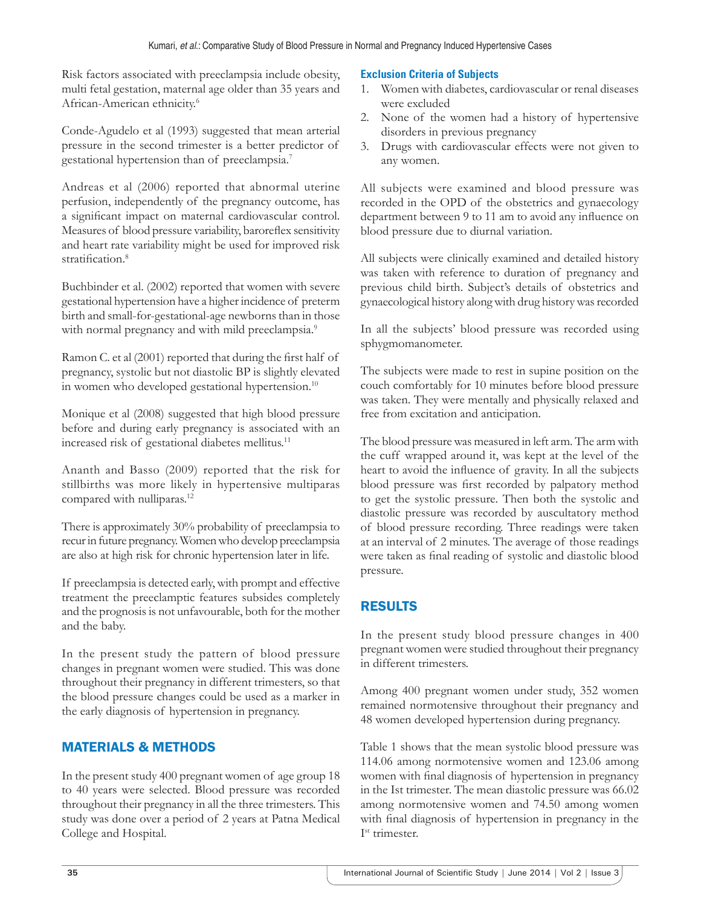Risk factors associated with preeclampsia include obesity, multi fetal gestation, maternal age older than 35 years and African-American ethnicity.[6]

Conde-Agudelo et al (1993) suggested that mean arterial pressure in the second trimester is a better predictor of gestational hypertension than of preeclampsia.[7]

Andreas et al (2006) reported that abnormal uterine perfusion, independently of the pregnancy outcome, has a significant impact on maternal cardiovascular control. Measures of blood pressure variability, baroreflex sensitivity and heart rate variability might be used for improved risk stratification.[8]

Buchbinder et al. (2002) reported that women with severe gestational hypertension have a higher incidence of preterm birth and small-for-gestational-age newborns than in those with normal pregnancy and with mild preeclampsia.[9]

Ramon C. et al (2001) reported that during the first half of pregnancy, systolic but not diastolic BP is slightly elevated in women who developed gestational hypertension.[10]

Monique et al (2008) suggested that high blood pressure before and during early pregnancy is associated with an increased risk of gestational diabetes mellitus.[11]

Ananth and Basso (2009) reported that the risk for stillbirths was more likely in hypertensive multiparas compared with nulliparas.[12]

There is approximately 30% probability of preeclampsia to recur in future pregnancy. Women who develop preeclampsia are also at high risk for chronic hypertension later in life.

If preeclampsia is detected early, with prompt and effective treatment the preeclamptic features subsides completely and the prognosis is not unfavourable, both for the mother and the baby.

In the present study the pattern of blood pressure changes in pregnant women were studied. This was done throughout their pregnancy in different trimesters, so that the blood pressure changes could be used as a marker in the early diagnosis of hypertension in pregnancy.

## MATERIALS & METHODS

In the present study 400 pregnant women of age group 18 to 40 years were selected. Blood pressure was recorded throughout their pregnancy in all the three trimesters. This study was done over a period of 2 years at Patna Medical College and Hospital.

### Exclusion Criteria of Subjects

1. Women with diabetes, cardiovascular or renal diseases were excluded
2. None of the women had a history of hypertensive disorders in previous pregnancy
3. Drugs with cardiovascular effects were not given to any women.

All subjects were examined and blood pressure was recorded in the OPD of the obstetrics and gynaecology department between 9 to 11 am to avoid any influence on blood pressure due to diurnal variation.

All subjects were clinically examined and detailed history was taken with reference to duration of pregnancy and previous child birth. Subject's details of obstetrics and gynaecological history along with drug history was recorded

In all the subjects' blood pressure was recorded using sphygmomanometer.

The subjects were made to rest in supine position on the couch comfortably for 10 minutes before blood pressure was taken. They were mentally and physically relaxed and free from excitation and anticipation.

The blood pressure was measured in left arm. The arm with the cuff wrapped around it, was kept at the level of the heart to avoid the influence of gravity. In all the subjects blood pressure was first recorded by palpatory method to get the systolic pressure. Then both the systolic and diastolic pressure was recorded by auscultatory method of blood pressure recording. Three readings were taken at an interval of 2 minutes. The average of those readings were taken as final reading of systolic and diastolic blood pressure.

## RESULTS

In the present study blood pressure changes in 400 pregnant women were studied throughout their pregnancy in different trimesters.

Among 400 pregnant women under study, 352 women remained normotensive throughout their pregnancy and 48 women developed hypertension during pregnancy.

Table 1 shows that the mean systolic blood pressure was 114.06 among normotensive women and 123.06 among women with final diagnosis of hypertension in pregnancy in the Ist trimester. The mean diastolic pressure was 66.02 among normotensive women and 74.50 among women with final diagnosis of hypertension in pregnancy in the I[st] trimester.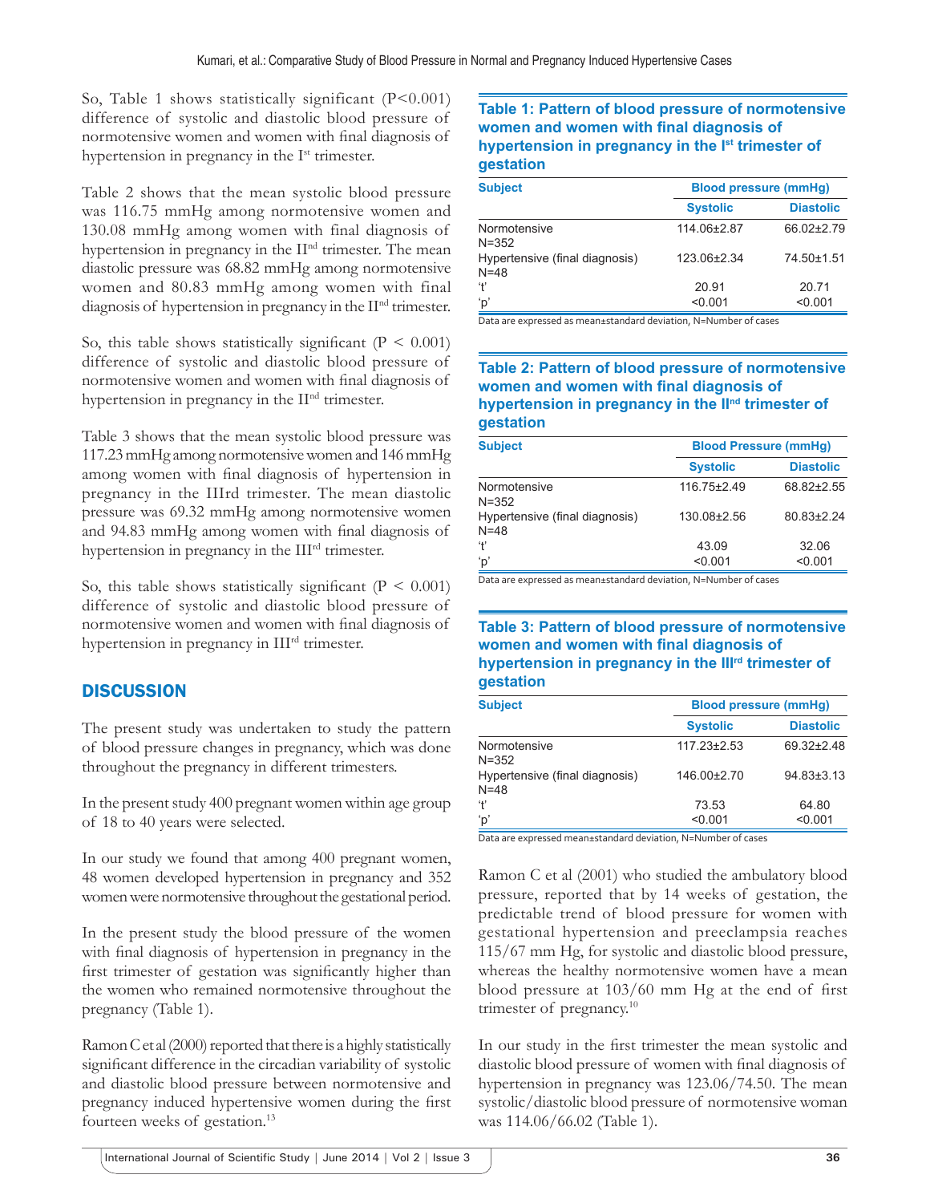So, Table 1 shows statistically significant ($P<0.001$) difference of systolic and diastolic blood pressure of normotensive women and women with final diagnosis of hypertension in pregnancy in the I[st] trimester.

Table 2 shows that the mean systolic blood pressure was 116.75 mmHg among normotensive women and 130.08 mmHg among women with final diagnosis of hypertension in pregnancy in the II[nd] trimester. The mean diastolic pressure was 68.82 mmHg among normotensive women and 80.83 mmHg among women with final diagnosis of hypertension in pregnancy in the II[nd] trimester.

So, this table shows statistically significant ($P < 0.001$) difference of systolic and diastolic blood pressure of normotensive women and women with final diagnosis of hypertension in pregnancy in the II[nd] trimester.

Table 3 shows that the mean systolic blood pressure was 117.23 mmHg among normotensive women and 146 mmHg among women with final diagnosis of hypertension in pregnancy in the IIIrd trimester. The mean diastolic pressure was 69.32 mmHg among normotensive women and 94.83 mmHg among women with final diagnosis of hypertension in pregnancy in the III[rd] trimester.

So, this table shows statistically significant ($P < 0.001$) difference of systolic and diastolic blood pressure of normotensive women and women with final diagnosis of hypertension in pregnancy in III[rd] trimester.

**Table 1: Pattern of blood pressure of normotensive women and women with final diagnosis of hypertension in pregnancy in the I[st] trimester of gestation**

| Subject | Blood pressure (mmHg) | |
|---|---|---|
| | Systolic | Diastolic |
| Normotensive N=352 | 114.06±2.87 | 66.02±2.79 |
| Hypertensive (final diagnosis) N=48 | 123.06±2.34 | 74.50±1.51 |
| 't' | 20.91 | 20.71 |
| 'p' | <0.001 | <0.001 |

Data are expressed as mean±standard deviation, N=Number of cases

**Table 2: Pattern of blood pressure of normotensive women and women with final diagnosis of hypertension in pregnancy in the II[nd] trimester of gestation**

| Subject | Blood Pressure (mmHg) | |
|---|---|---|
| | Systolic | Diastolic |
| Normotensive N=352 | 116.75±2.49 | 68.82±2.55 |
| Hypertensive (final diagnosis) N=48 | 130.08±2.56 | 80.83±2.24 |
| 't' | 43.09 | 32.06 |
| 'p' | <0.001 | <0.001 |

Data are expressed as mean±standard deviation, N=Number of cases

**Table 3: Pattern of blood pressure of normotensive women and women with final diagnosis of hypertension in pregnancy in the III[rd] trimester of gestation**

| Subject | Blood pressure (mmHg) | |
|---|---|---|
| | Systolic | Diastolic |
| Normotensive N=352 | 117.23±2.53 | 69.32±2.48 |
| Hypertensive (final diagnosis) N=48 | 146.00±2.70 | 94.83±3.13 |
| 't' | 73.53 | 64.80 |
| 'p' | <0.001 | <0.001 |

Data are expressed mean±standard deviation, N=Number of cases

## DISCUSSION

The present study was undertaken to study the pattern of blood pressure changes in pregnancy, which was done throughout the pregnancy in different trimesters.

In the present study 400 pregnant women within age group of 18 to 40 years were selected.

In our study we found that among 400 pregnant women, 48 women developed hypertension in pregnancy and 352 women were normotensive throughout the gestational period.

In the present study the blood pressure of the women with final diagnosis of hypertension in pregnancy in the first trimester of gestation was significantly higher than the women who remained normotensive throughout the pregnancy (Table 1).

Ramon C et al (2000) reported that there is a highly statistically significant difference in the circadian variability of systolic and diastolic blood pressure between normotensive and pregnancy induced hypertensive women during the first fourteen weeks of gestation.[13]

Ramon C et al (2001) who studied the ambulatory blood pressure, reported that by 14 weeks of gestation, the predictable trend of blood pressure for women with gestational hypertension and preeclampsia reaches 115/67 mm Hg, for systolic and diastolic blood pressure, whereas the healthy normotensive women have a mean blood pressure at 103/60 mm Hg at the end of first trimester of pregnancy.[10]

In our study in the first trimester the mean systolic and diastolic blood pressure of women with final diagnosis of hypertension in pregnancy was 123.06/74.50. The mean systolic/diastolic blood pressure of normotensive woman was 114.06/66.02 (Table 1).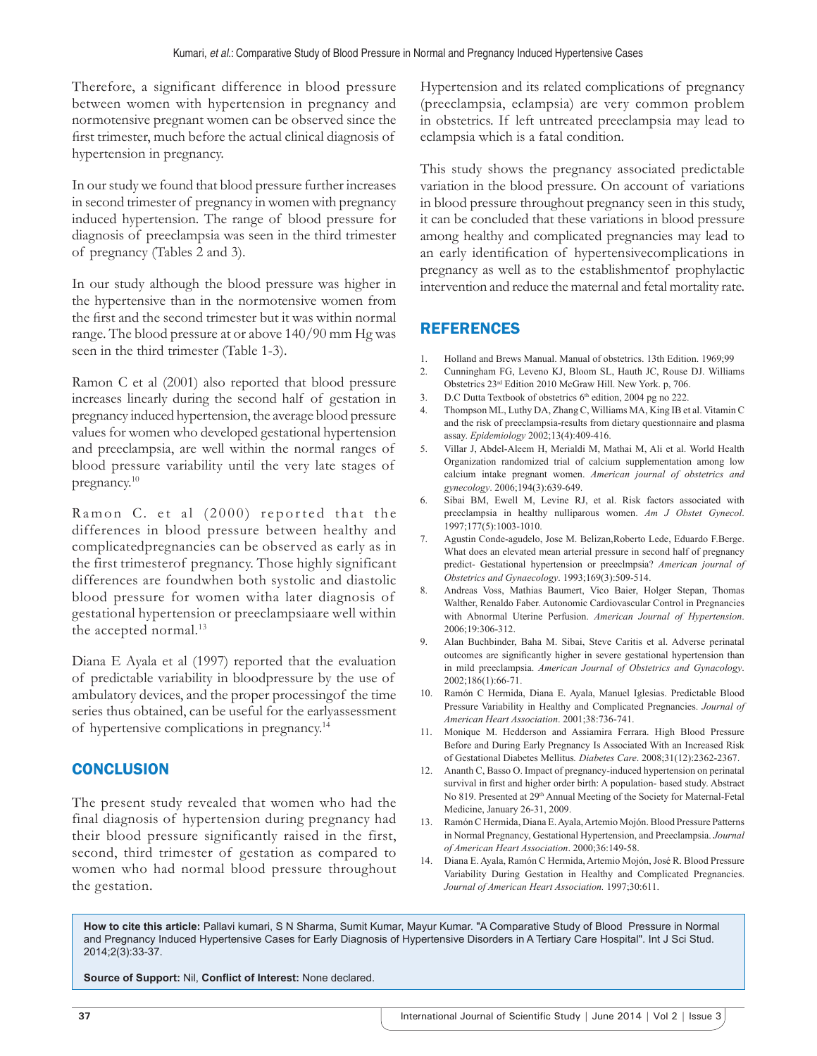Therefore, a significant difference in blood pressure between women with hypertension in pregnancy and normotensive pregnant women can be observed since the first trimester, much before the actual clinical diagnosis of hypertension in pregnancy.

In our study we found that blood pressure further increases in second trimester of pregnancy in women with pregnancy induced hypertension. The range of blood pressure for diagnosis of preeclampsia was seen in the third trimester of pregnancy (Tables 2 and 3).

In our study although the blood pressure was higher in the hypertensive than in the normotensive women from the first and the second trimester but it was within normal range. The blood pressure at or above 140/90 mm Hg was seen in the third trimester (Table 1-3).

Ramon C et al (2001) also reported that blood pressure increases linearly during the second half of gestation in pregnancy induced hypertension, the average blood pressure values for women who developed gestational hypertension and preeclampsia, are well within the normal ranges of blood pressure variability until the very late stages of pregnancy.[10]

Ramon C. et al (2000) reported that the differences in blood pressure between healthy and complicatedpregnancies can be observed as early as in the first trimesterof pregnancy. Those highly significant differences are foundwhen both systolic and diastolic blood pressure for women witha later diagnosis of gestational hypertension or preeclampsiaare well within the accepted normal.[13]

Diana E Ayala et al (1997) reported that the evaluation of predictable variability in bloodpressure by the use of ambulatory devices, and the proper processingof the time series thus obtained, can be useful for the earlyassessment of hypertensive complications in pregnancy.[14]

## CONCLUSION

The present study revealed that women who had the final diagnosis of hypertension during pregnancy had their blood pressure significantly raised in the first, second, third trimester of gestation as compared to women who had normal blood pressure throughout the gestation.

Hypertension and its related complications of pregnancy (preeclampsia, eclampsia) are very common problem in obstetrics. If left untreated preeclampsia may lead to eclampsia which is a fatal condition.

This study shows the pregnancy associated predictable variation in the blood pressure. On account of variations in blood pressure throughout pregnancy seen in this study, it can be concluded that these variations in blood pressure among healthy and complicated pregnancies may lead to an early identification of hypertensivecomplications in pregnancy as well as to the establishmentof prophylactic intervention and reduce the maternal and fetal mortality rate.

## REFERENCES

1. Holland and Brews Manual. Manual of obstetrics. 13th Edition. 1969;99
2. Cunningham FG, Leveno KJ, Bloom SL, Hauth JC, Rouse DJ. Williams Obstetrics 23rd Edition 2010 McGraw Hill. New York. p, 706.
3. D.C Dutta Textbook of obstetrics 6th edition, 2004 pg no 222.
4. Thompson ML, Luthy DA, Zhang C, Williams MA, King IB et al. Vitamin C and the risk of preeclampsia-results from dietary questionnaire and plasma assay. *Epidemiology* 2002;13(4):409-416.
5. Villar J, Abdel-Aleem H, Merialdi M, Mathai M, Ali et al. World Health Organization randomized trial of calcium supplementation among low calcium intake pregnant women. *American journal of obstetrics and gynecology*. 2006;194(3):639-649.
6. Sibai BM, Ewell M, Levine RJ, et al. Risk factors associated with preeclampsia in healthy nulliparous women. *Am J Obstet Gynecol.* 1997;177(5):1003-1010.
7. Agustin Conde-agudelo, Jose M. Belizan,Roberto Lede, Eduardo F.Berge. What does an elevated mean arterial pressure in second half of pregnancy predict- Gestational hypertension or preeclmpsia? *American journal of Obstetrics and Gynaecology*. 1993;169(3):509-514.
8. Andreas Voss, Mathias Baumert, Vico Baier, Holger Stepan, Thomas Walther, Renaldo Faber. Autonomic Cardiovascular Control in Pregnancies with Abnormal Uterine Perfusion. *American Journal of Hypertension*. 2006;19:306-312.
9. Alan Buchbinder, Baha M. Sibai, Steve Caritis et al. Adverse perinatal outcomes are significantly higher in severe gestational hypertension than in mild preeclampsia. *American Journal of Obstetrics and Gynacology*. 2002;186(1):66-71.
10. Ramón C Hermida, Diana E. Ayala, Manuel Iglesias. Predictable Blood Pressure Variability in Healthy and Complicated Pregnancies. *Journal of American Heart Association*. 2001;38:736-741.
11. Monique M. Hedderson and Assiamira Ferrara. High Blood Pressure Before and During Early Pregnancy Is Associated With an Increased Risk of Gestational Diabetes Mellitus. *Diabetes Care*. 2008;31(12):2362-2367.
12. Ananth C, Basso O. Impact of pregnancy-induced hypertension on perinatal survival in first and higher order birth: A population- based study. Abstract No 819. Presented at 29th Annual Meeting of the Society for Maternal-Fetal Medicine, January 26-31, 2009.
13. Ramón C Hermida, Diana E. Ayala, Artemio Mojón. Blood Pressure Patterns in Normal Pregnancy, Gestational Hypertension, and Preeclampsia. *Journal of American Heart Association*. 2000;36:149-58.
14. Diana E. Ayala, Ramón C Hermida, Artemio Mojón, José R. Blood Pressure Variability During Gestation in Healthy and Complicated Pregnancies. *Journal of American Heart Association.* 1997;30:611.

**How to cite this article:** Pallavi kumari, S N Sharma, Sumit Kumar, Mayur Kumar. "A Comparative Study of Blood Pressure in Normal and Pregnancy Induced Hypertensive Cases for Early Diagnosis of Hypertensive Disorders in A Tertiary Care Hospital". Int J Sci Stud. 2014;2(3):33-37.

**Source of Support:** Nil, **Conflict of Interest:** None declared.